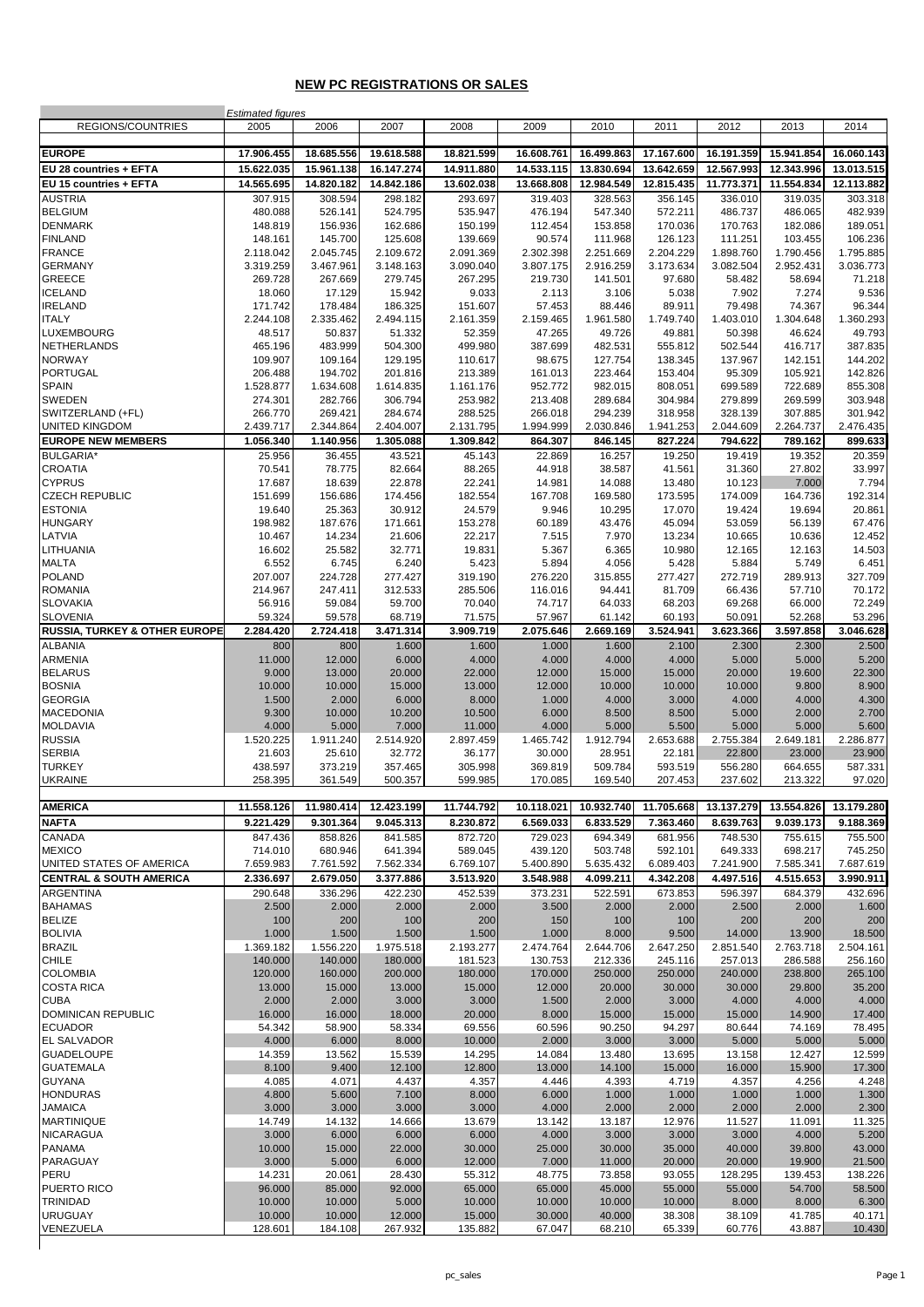## NEW PC REGISTRATIONS OR SALES

| REGIONS/COUNTRIES | 2005 | 2006 | 2007 | 2008 | 2009 | 2010 | 2011 | 2012 | 2013 | 2014 |
|---|---|---|---|---|---|---|---|---|---|---|
| | *Estimated figures* | | | | | | | | | |
| **EUROPE** | **17.906.455** | **18.685.556** | **19.618.588** | **18.821.599** | **16.608.761** | **16.499.863** | **17.167.600** | **16.191.359** | **15.941.854** | **16.060.143** |
| **EU 28 countries + EFTA** | **15.622.035** | **15.961.138** | **16.147.274** | **14.911.880** | **14.533.115** | **13.830.694** | **13.642.659** | **12.567.993** | **12.343.996** | **13.013.515** |
| **EU 15 countries + EFTA** | **14.565.695** | **14.820.182** | **14.842.186** | **13.602.038** | **13.668.808** | **12.984.549** | **12.815.435** | **11.773.371** | **11.554.834** | **12.113.882** |
| AUSTRIA | 307.915 | 308.594 | 298.182 | 293.697 | 319.403 | 328.563 | 356.145 | 336.010 | 319.035 | 303.318 |
| BELGIUM | 480.088 | 526.141 | 524.795 | 535.947 | 476.194 | 547.340 | 572.211 | 486.737 | 486.065 | 482.939 |
| DENMARK | 148.819 | 156.936 | 162.686 | 150.199 | 112.454 | 153.858 | 170.036 | 170.763 | 182.086 | 189.051 |
| FINLAND | 148.161 | 145.700 | 125.608 | 139.669 | 90.574 | 111.968 | 126.123 | 111.251 | 103.455 | 106.236 |
| FRANCE | 2.118.042 | 2.045.745 | 2.109.672 | 2.091.369 | 2.302.398 | 2.251.669 | 2.204.229 | 1.898.760 | 1.790.456 | 1.795.885 |
| GERMANY | 3.319.259 | 3.467.961 | 3.148.163 | 3.090.040 | 3.807.175 | 2.916.259 | 3.173.634 | 3.082.504 | 2.952.431 | 3.036.773 |
| GREECE | 269.728 | 267.669 | 279.745 | 267.295 | 219.730 | 141.501 | 97.680 | 58.482 | 58.694 | 71.218 |
| ICELAND | 18.060 | 17.129 | 15.942 | 9.033 | 2.113 | 3.106 | 5.038 | 7.902 | 7.274 | 9.536 |
| IRELAND | 171.742 | 178.484 | 186.325 | 151.607 | 57.453 | 88.446 | 89.911 | 79.498 | 74.367 | 96.344 |
| ITALY | 2.244.108 | 2.335.462 | 2.494.115 | 2.161.359 | 2.159.465 | 1.961.580 | 1.749.740 | 1.403.010 | 1.304.648 | 1.360.293 |
| LUXEMBOURG | 48.517 | 50.837 | 51.332 | 52.359 | 47.265 | 49.726 | 49.881 | 50.398 | 46.624 | 49.793 |
| NETHERLANDS | 465.196 | 483.999 | 504.300 | 499.980 | 387.699 | 482.531 | 555.812 | 502.544 | 416.717 | 387.835 |
| NORWAY | 109.907 | 109.164 | 129.195 | 110.617 | 98.675 | 127.754 | 138.345 | 137.967 | 142.151 | 144.202 |
| PORTUGAL | 206.488 | 194.702 | 201.816 | 213.389 | 161.013 | 223.464 | 153.404 | 95.309 | 105.921 | 142.826 |
| SPAIN | 1.528.877 | 1.634.608 | 1.614.835 | 1.161.176 | 952.772 | 982.015 | 808.051 | 699.589 | 722.689 | 855.308 |
| SWEDEN | 274.301 | 282.766 | 306.794 | 253.982 | 213.408 | 289.684 | 304.984 | 279.899 | 269.599 | 303.948 |
| SWITZERLAND (+FL) | 266.770 | 269.421 | 284.674 | 288.525 | 266.018 | 294.239 | 318.958 | 328.139 | 307.885 | 301.942 |
| UNITED KINGDOM | 2.439.717 | 2.344.864 | 2.404.007 | 2.131.795 | 1.994.999 | 2.030.846 | 1.941.253 | 2.044.609 | 2.264.737 | 2.476.435 |
| **EUROPE NEW MEMBERS** | **1.056.340** | **1.140.956** | **1.305.088** | **1.309.842** | **864.307** | **846.145** | **827.224** | **794.622** | **789.162** | **899.633** |
| BULGARIA* | 25.956 | 36.455 | 43.521 | 45.143 | 22.869 | 16.257 | 19.250 | 19.419 | 19.352 | 20.359 |
| CROATIA | 70.541 | 78.775 | 82.664 | 88.265 | 44.918 | 38.587 | 41.561 | 31.360 | 27.802 | 33.997 |
| CYPRUS | 17.687 | 18.639 | 22.878 | 22.241 | 14.981 | 14.088 | 13.480 | 10.123 | 7.000 | 7.794 |
| CZECH REPUBLIC | 151.699 | 156.686 | 174.456 | 182.554 | 167.708 | 169.580 | 173.595 | 174.009 | 164.736 | 192.314 |
| ESTONIA | 19.640 | 25.363 | 30.912 | 24.579 | 9.946 | 10.295 | 17.070 | 19.424 | 19.694 | 20.861 |
| HUNGARY | 198.982 | 187.676 | 171.661 | 153.278 | 60.189 | 43.476 | 45.094 | 53.059 | 56.139 | 67.476 |
| LATVIA | 10.467 | 14.234 | 21.606 | 22.217 | 7.515 | 7.970 | 13.234 | 10.665 | 10.636 | 12.452 |
| LITHUANIA | 16.602 | 25.582 | 32.771 | 19.831 | 5.367 | 6.365 | 10.980 | 12.165 | 12.163 | 14.503 |
| MALTA | 6.552 | 6.745 | 6.240 | 5.423 | 5.894 | 4.056 | 5.428 | 5.884 | 5.749 | 6.451 |
| POLAND | 207.007 | 224.728 | 277.427 | 319.190 | 276.220 | 315.855 | 277.427 | 272.719 | 289.913 | 327.709 |
| ROMANIA | 214.967 | 247.411 | 312.533 | 285.506 | 116.016 | 94.441 | 81.709 | 66.436 | 57.710 | 70.172 |
| SLOVAKIA | 56.916 | 59.084 | 59.700 | 70.040 | 74.717 | 64.033 | 68.203 | 69.268 | 66.000 | 72.249 |
| SLOVENIA | 59.324 | 59.578 | 68.719 | 71.575 | 57.967 | 61.142 | 60.193 | 50.091 | 52.268 | 53.296 |
| **RUSSIA, TURKEY & OTHER EUROPE** | **2.284.420** | **2.724.418** | **3.471.314** | **3.909.719** | **2.075.646** | **2.669.169** | **3.524.941** | **3.623.366** | **3.597.858** | **3.046.628** |
| ALBANIA | 800 | 800 | 1.600 | 1.600 | 1.000 | 1.600 | 2.100 | 2.300 | 2.300 | 2.500 |
| ARMENIA | 11.000 | 12.000 | 6.000 | 4.000 | 4.000 | 4.000 | 4.000 | 5.000 | 5.000 | 5.200 |
| BELARUS | 9.000 | 13.000 | 20.000 | 22.000 | 12.000 | 15.000 | 15.000 | 20.000 | 19.600 | 22.300 |
| BOSNIA | 10.000 | 10.000 | 15.000 | 13.000 | 12.000 | 10.000 | 10.000 | 10.000 | 9.800 | 8.900 |
| GEORGIA | 1.500 | 2.000 | 6.000 | 8.000 | 1.000 | 4.000 | 3.000 | 4.000 | 4.000 | 4.300 |
| MACEDONIA | 9.300 | 10.000 | 10.200 | 10.500 | 6.000 | 8.500 | 8.500 | 5.000 | 2.000 | 2.700 |
| MOLDAVIA | 4.000 | 5.000 | 7.000 | 11.000 | 4.000 | 5.000 | 5.500 | 5.000 | 5.000 | 5.600 |
| RUSSIA | 1.520.225 | 1.911.240 | 2.514.920 | 2.897.459 | 1.465.742 | 1.912.794 | 2.653.688 | 2.755.384 | 2.649.181 | 2.286.877 |
| SERBIA | 21.603 | 25.610 | 32.772 | 36.177 | 30.000 | 28.951 | 22.181 | 22.800 | 23.000 | 23.900 |
| TURKEY | 438.597 | 373.219 | 357.465 | 305.998 | 369.819 | 509.784 | 593.519 | 556.280 | 664.655 | 587.331 |
| UKRAINE | 258.395 | 361.549 | 500.357 | 599.985 | 170.085 | 169.540 | 207.453 | 237.602 | 213.322 | 97.020 |
| **AMERICA** | **11.558.126** | **11.980.414** | **12.423.199** | **11.744.792** | **10.118.021** | **10.932.740** | **11.705.668** | **13.137.279** | **13.554.826** | **13.179.280** |
| **NAFTA** | **9.221.429** | **9.301.364** | **9.045.313** | **8.230.872** | **6.569.033** | **6.833.529** | **7.363.460** | **8.639.763** | **9.039.173** | **9.188.369** |
| CANADA | 847.436 | 858.826 | 841.585 | 872.720 | 729.023 | 694.349 | 681.956 | 748.530 | 755.615 | 755.500 |
| MEXICO | 714.010 | 680.946 | 641.394 | 589.045 | 439.120 | 503.748 | 592.101 | 649.333 | 698.217 | 745.250 |
| UNITED STATES OF AMERICA | 7.659.983 | 7.761.592 | 7.562.334 | 6.769.107 | 5.400.890 | 5.635.432 | 6.089.403 | 7.241.900 | 7.585.341 | 7.687.619 |
| **CENTRAL & SOUTH AMERICA** | **2.336.697** | **2.679.050** | **3.377.886** | **3.513.920** | **3.548.988** | **4.099.211** | **4.342.208** | **4.497.516** | **4.515.653** | **3.990.911** |
| ARGENTINA | 290.648 | 336.296 | 422.230 | 452.539 | 373.231 | 522.591 | 673.853 | 596.397 | 684.379 | 432.696 |
| BAHAMAS | 2.500 | 2.000 | 2.000 | 2.000 | 3.500 | 2.000 | 2.000 | 2.500 | 2.000 | 1.600 |
| BELIZE | 100 | 200 | 100 | 200 | 150 | 100 | 100 | 200 | 200 | 200 |
| BOLIVIA | 1.000 | 1.500 | 1.500 | 1.500 | 1.000 | 8.000 | 9.500 | 14.000 | 13.900 | 18.500 |
| BRAZIL | 1.369.182 | 1.556.220 | 1.975.518 | 2.193.277 | 2.474.764 | 2.644.706 | 2.647.250 | 2.851.540 | 2.763.718 | 2.504.161 |
| CHILE | 140.000 | 140.000 | 180.000 | 181.523 | 130.753 | 212.336 | 245.116 | 257.013 | 286.588 | 256.160 |
| COLOMBIA | 120.000 | 160.000 | 200.000 | 180.000 | 170.000 | 250.000 | 250.000 | 240.000 | 238.800 | 265.100 |
| COSTA RICA | 13.000 | 15.000 | 13.000 | 15.000 | 12.000 | 20.000 | 30.000 | 30.000 | 29.800 | 35.200 |
| CUBA | 2.000 | 2.000 | 3.000 | 3.000 | 1.500 | 2.000 | 3.000 | 4.000 | 4.000 | 4.000 |
| DOMINICAN REPUBLIC | 16.000 | 16.000 | 18.000 | 20.000 | 8.000 | 15.000 | 15.000 | 15.000 | 14.900 | 17.400 |
| ECUADOR | 54.342 | 58.900 | 58.334 | 69.556 | 60.596 | 90.250 | 94.297 | 80.644 | 74.169 | 78.495 |
| EL SALVADOR | 4.000 | 6.000 | 8.000 | 10.000 | 2.000 | 3.000 | 3.000 | 5.000 | 5.000 | 5.000 |
| GUADELOUPE | 14.359 | 13.562 | 15.539 | 14.295 | 14.084 | 13.480 | 13.695 | 13.158 | 12.427 | 12.599 |
| GUATEMALA | 8.100 | 9.400 | 12.100 | 12.800 | 13.000 | 14.100 | 15.000 | 16.000 | 15.900 | 17.300 |
| GUYANA | 4.085 | 4.071 | 4.437 | 4.357 | 4.446 | 4.393 | 4.719 | 4.357 | 4.256 | 4.248 |
| HONDURAS | 4.800 | 5.600 | 7.100 | 8.000 | 6.000 | 1.000 | 1.000 | 1.000 | 1.000 | 1.300 |
| JAMAICA | 3.000 | 3.000 | 3.000 | 3.000 | 4.000 | 2.000 | 2.000 | 2.000 | 2.000 | 2.300 |
| MARTINIQUE | 14.749 | 14.132 | 14.666 | 13.679 | 13.142 | 13.187 | 12.976 | 11.527 | 11.091 | 11.325 |
| NICARAGUA | 3.000 | 6.000 | 6.000 | 6.000 | 4.000 | 3.000 | 3.000 | 3.000 | 4.000 | 5.200 |
| PANAMA | 10.000 | 15.000 | 22.000 | 30.000 | 25.000 | 30.000 | 35.000 | 40.000 | 39.800 | 43.000 |
| PARAGUAY | 3.000 | 5.000 | 6.000 | 12.000 | 7.000 | 11.000 | 20.000 | 20.000 | 19.900 | 21.500 |
| PERU | 14.231 | 20.061 | 28.430 | 55.312 | 48.775 | 73.858 | 93.055 | 128.295 | 139.453 | 138.226 |
| PUERTO RICO | 96.000 | 85.000 | 92.000 | 65.000 | 65.000 | 45.000 | 55.000 | 55.000 | 54.700 | 58.500 |
| TRINIDAD | 10.000 | 10.000 | 5.000 | 10.000 | 10.000 | 10.000 | 10.000 | 8.000 | 8.000 | 6.300 |
| URUGUAY | 10.000 | 10.000 | 12.000 | 15.000 | 30.000 | 40.000 | 38.308 | 38.109 | 41.785 | 40.171 |
| VENEZUELA | 128.601 | 184.108 | 267.932 | 135.882 | 67.047 | 68.210 | 65.339 | 60.776 | 43.887 | 10.430 |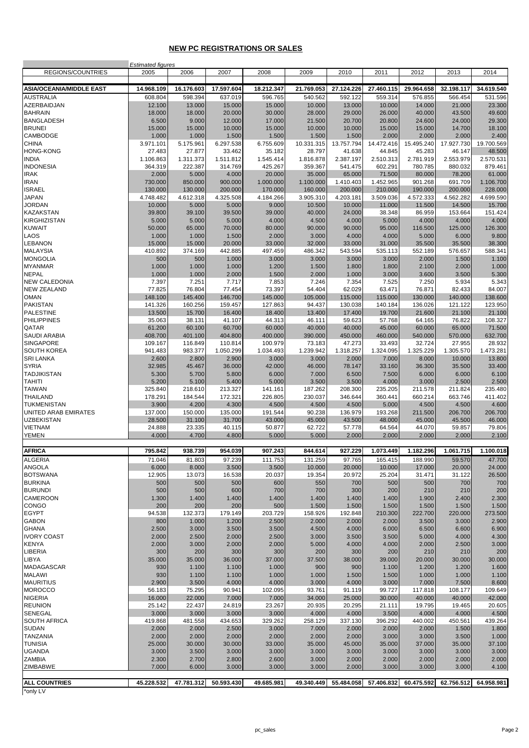## NEW PC REGISTRATIONS OR SALES

| REGIONS/COUNTRIES | 2005 | 2006 | 2007 | 2008 | 2009 | 2010 | 2011 | 2012 | 2013 | 2014 |
|---|---|---|---|---|---|---|---|---|---|---|
| | *Estimated figures* | | | | | | | | | |
| **ASIA/OCEANIA/MIDDLE EAST** | **14.968.109** | **16.176.603** | **17.597.604** | **18.212.347** | **21.769.053** | **27.124.226** | **27.460.115** | **29.964.658** | **32.198.117** | **34.619.540** |
| AUSTRALIA | 608.804 | 598.394 | 637.019 | 596.765 | 540.562 | 592.122 | 559.314 | 576.855 | 566.454 | 531.596 |
| AZERBAIDJAN | 12.100 | 13.000 | 15.000 | 15.000 | 10.000 | 13.000 | 10.000 | 14.000 | 21.000 | 23.300 |
| BAHRAIN | 18.000 | 18.000 | 20.000 | 30.000 | 28.000 | 29.000 | 26.000 | 40.000 | 43.500 | 49.600 |
| BANGLADESH | 6.500 | 9.000 | 12.000 | 17.000 | 21.500 | 20.700 | 20.800 | 24.600 | 24.000 | 29.300 |
| BRUNEI | 15.000 | 15.000 | 10.000 | 15.000 | 10.000 | 10.000 | 15.000 | 15.000 | 14.700 | 18.100 |
| CAMBODGE | 1.000 | 1.000 | 1.500 | 1.500 | 1.500 | 1.500 | 2.000 | 2.000 | 2.000 | 2.400 |
| CHINA | 3.971.101 | 5.175.961 | 6.297.538 | 6.755.609 | 10.331.315 | 13.757.794 | 14.472.416 | 15.495.240 | 17.927.730 | 19.700.569 |
| HONG-KONG | 27.483 | 27.877 | 33.462 | 35.182 | 28.797 | 41.638 | 44.845 | 45.283 | 46.147 | 48.500 |
| INDIA | 1.106.863 | 1.311.373 | 1.511.812 | 1.545.414 | 1.816.878 | 2.387.197 | 2.510.313 | 2.781.919 | 2.553.979 | 2.570.531 |
| INDONESIA | 364.319 | 222.387 | 314.769 | 425.267 | 359.367 | 541.475 | 602.291 | 780.785 | 880.032 | 879.461 |
| IRAK | 2.000 | 5.000 | 4.000 | 20.000 | 35.000 | 65.000 | 71.500 | 80.000 | 78.200 | 61.000 |
| IRAN | 730.000 | 850.000 | 900.000 | 1.000.000 | 1.100.000 | 1.410.403 | 1.452.965 | 901.268 | 691.709 | 1.106.700 |
| ISRAEL | 130.000 | 130.000 | 200.000 | 170.000 | 160.000 | 200.000 | 210.000 | 190.000 | 200.000 | 228.000 |
| JAPAN | 4.748.482 | 4.612.318 | 4.325.508 | 4.184.266 | 3.905.310 | 4.203.181 | 3.509.036 | 4.572.333 | 4.562.282 | 4.699.590 |
| JORDAN | 10.000 | 5.000 | 5.000 | 9.000 | 10.500 | 10.000 | 11.000 | 11.500 | 14.500 | 15.700 |
| KAZAKSTAN | 39.800 | 39.100 | 39.500 | 39.000 | 40.000 | 24.000 | 38.348 | 86.959 | 153.664 | 151.424 |
| KIRGHIZISTAN | 5.000 | 5.000 | 5.000 | 4.000 | 4.500 | 4.000 | 5.000 | 4.000 | 4.000 | 4.000 |
| KUWAIT | 50.000 | 65.000 | 70.000 | 80.000 | 90.000 | 90.000 | 95.000 | 116.500 | 125.000 | 126.300 |
| LAOS | 1.000 | 1.000 | 1.500 | 2.000 | 3.000 | 4.000 | 4.000 | 5.000 | 6.000 | 9.800 |
| LEBANON | 15.000 | 15.000 | 20.000 | 33.000 | 32.000 | 33.000 | 31.000 | 35.500 | 35.500 | 38.300 |
| MALAYSIA | 410.892 | 374.169 | 442.885 | 497.459 | 486.342 | 543.594 | 535.113 | 552.189 | 576.657 | 588.341 |
| MONGOLIA | 500 | 500 | 1.000 | 3.000 | 3.000 | 3.000 | 3.000 | 2.000 | 1.500 | 1.100 |
| MYANMAR | 1.000 | 1.000 | 1.000 | 1.200 | 1.500 | 1.800 | 1.800 | 2.100 | 2.000 | 1.000 |
| NEPAL | 1.000 | 1.000 | 2.000 | 1.500 | 2.000 | 1.000 | 3.000 | 3.600 | 3.500 | 5.300 |
| NEW CALEDONIA | 7.397 | 7.251 | 7.717 | 7.853 | 7.246 | 7.354 | 7.525 | 7.250 | 5.934 | 5.343 |
| NEW ZEALAND | 77.825 | 76.804 | 77.454 | 73.397 | 54.404 | 62.029 | 63.471 | 76.871 | 82.433 | 84.007 |
| OMAN | 148.100 | 145.400 | 146.700 | 145.000 | 105.000 | 115.000 | 115.000 | 130.000 | 140.000 | 138.600 |
| PAKISTAN | 141.326 | 160.256 | 159.457 | 127.863 | 94.437 | 130.038 | 140.184 | 136.026 | 121.122 | 123.950 |
| PALESTINE | 13.500 | 15.700 | 16.400 | 18.400 | 13.400 | 17.400 | 19.700 | 21.600 | 21.100 | 21.100 |
| PHILIPPINES | 35.063 | 38.131 | 41.107 | 44.313 | 46.111 | 59.623 | 57.768 | 64.165 | 76.822 | 108.327 |
| QATAR | 61.200 | 60.100 | 60.700 | 60.000 | 40.000 | 40.000 | 45.000 | 60.000 | 65.000 | 71.500 |
| SAUDI ARABIA | 408.700 | 401.100 | 404.800 | 400.000 | 390.000 | 450.000 | 460.000 | 540.000 | 570.000 | 632.700 |
| SINGAPORE | 109.167 | 116.849 | 110.814 | 100.979 | 73.183 | 47.273 | 33.493 | 32.724 | 27.955 | 28.932 |
| SOUTH KOREA | 941.483 | 983.377 | 1.050.299 | 1.034.493 | 1.239.942 | 1.318.257 | 1.324.095 | 1.325.229 | 1.305.570 | 1.473.281 |
| SRI LANKA | 2.600 | 2.800 | 2.900 | 3.000 | 3.000 | 2.000 | 7.000 | 8.000 | 10.000 | 13.800 |
| SYRIA | 32.985 | 45.467 | 36.000 | 42.000 | 46.000 | 78.147 | 33.160 | 36.300 | 35.500 | 33.400 |
| TADJIKISTAN | 5.300 | 5.700 | 5.800 | 6.000 | 7.000 | 6.500 | 7.500 | 6.000 | 6.000 | 6.100 |
| TAHITI | 5.200 | 5.100 | 5.400 | 5.000 | 3.500 | 3.500 | 4.000 | 3.000 | 2.500 | 2.500 |
| TAIWAN | 325.840 | 218.610 | 213.327 | 141.161 | 187.262 | 208.300 | 235.205 | 211.578 | 211.824 | 235.480 |
| THAILAND | 178.291 | 184.544 | 172.321 | 226.805 | 230.037 | 346.644 | 360.441 | 660.214 | 663.746 | 411.402 |
| TUKMENISTAN | 3.900 | 4.200 | 4.300 | 4.500 | 4.500 | 4.500 | 5.000 | 4.500 | 4.500 | 4.600 |
| UNITED ARAB EMIRATES | 137.000 | 150.000 | 135.000 | 191.544 | 90.238 | 136.979 | 193.268 | 211.500 | 206.700 | 206.700 |
| UZBEKISTAN | 28.500 | 31.100 | 31.700 | 43.000 | 45.000 | 43.500 | 48.000 | 45.000 | 45.500 | 46.000 |
| VIETNAM | 24.888 | 23.335 | 40.115 | 50.877 | 62.722 | 57.778 | 64.564 | 44.070 | 59.857 | 79.806 |
| YEMEN | 4.000 | 4.700 | 4.800 | 5.000 | 5.000 | 2.000 | 2.000 | 2.000 | 2.000 | 2.100 |
| **AFRICA** | **795.842** | **938.739** | **954.039** | **907.243** | **844.614** | **927.229** | **1.073.449** | **1.182.296** | **1.061.715** | **1.100.018** |
| ALGERIA | 71.046 | 81.803 | 97.239 | 111.753 | 131.259 | 97.765 | 165.415 | 188.990 | 59.570 | 47.700 |
| ANGOLA | 6.000 | 8.000 | 3.500 | 3.500 | 10.000 | 20.000 | 10.000 | 17.000 | 20.000 | 24.000 |
| BOTSWANA | 12.905 | 13.073 | 16.538 | 20.037 | 19.354 | 20.972 | 25.204 | 31.471 | 31.122 | 26.500 |
| BURKINA | 500 | 500 | 500 | 600 | 550 | 700 | 500 | 500 | 700 | 700 |
| BURUNDI | 500 | 500 | 600 | 700 | 700 | 300 | 200 | 210 | 210 | 200 |
| CAMEROON | 1.300 | 1.400 | 1.400 | 1.400 | 1.400 | 1.400 | 1.400 | 1.900 | 2.400 | 2.300 |
| CONGO | 200 | 200 | 200 | 500 | 1.500 | 1.500 | 1.500 | 1.500 | 1.500 | 1.500 |
| EGYPT | 94.538 | 132.373 | 179.149 | 203.729 | 158.926 | 192.848 | 210.300 | 222.700 | 220.000 | 273.500 |
| GABON | 800 | 1.000 | 1.200 | 2.500 | 2.000 | 2.000 | 2.000 | 3.500 | 3.000 | 2.900 |
| GHANA | 2.500 | 3.000 | 3.500 | 3.500 | 4.500 | 4.000 | 6.000 | 6.500 | 6.600 | 6.900 |
| IVORY COAST | 2.000 | 2.500 | 2.000 | 2.500 | 3.000 | 3.500 | 3.500 | 5.000 | 4.000 | 4.300 |
| KENYA | 2.000 | 3.000 | 2.000 | 2.000 | 5.000 | 4.000 | 4.000 | 2.000 | 2.500 | 3.000 |
| LIBERIA | 300 | 200 | 300 | 300 | 200 | 300 | 200 | 210 | 210 | 200 |
| LIBYA | 35.000 | 35.000 | 36.000 | 37.000 | 37.500 | 38.000 | 39.000 | 20.000 | 30.000 | 30.000 |
| MADAGASCAR | 930 | 1.100 | 1.100 | 1.000 | 900 | 900 | 1.100 | 1.200 | 1.200 | 1.600 |
| MALAWI | 930 | 1.100 | 1.100 | 1.000 | 1.000 | 1.500 | 1.500 | 1.000 | 1.000 | 1.100 |
| MAURITIUS | 2.900 | 3.500 | 4.000 | 4.000 | 3.000 | 4.000 | 3.000 | 7.000 | 7.500 | 8.600 |
| MOROCCO | 56.183 | 75.295 | 90.941 | 102.095 | 93.761 | 91.119 | 99.727 | 117.818 | 108.177 | 109.649 |
| NIGERIA | 16.000 | 22.000 | 7.000 | 7.000 | 34.000 | 25.000 | 30.000 | 40.000 | 40.000 | 42.000 |
| REUNION | 25.142 | 22.437 | 24.819 | 23.267 | 20.935 | 20.295 | 21.111 | 19.795 | 19.465 | 20.605 |
| SENEGAL | 3.000 | 3.000 | 3.000 | 3.000 | 4.000 | 4.000 | 3.500 | 4.000 | 4.000 | 4.500 |
| SOUTH AFRICA | 419.868 | 481.558 | 434.653 | 329.262 | 258.129 | 337.130 | 396.292 | 440.002 | 450.561 | 439.264 |
| SUDAN | 2.000 | 2.000 | 2.500 | 3.000 | 7.000 | 2.000 | 2.000 | 2.000 | 1.500 | 1.800 |
| TANZANIA | 2.000 | 2.000 | 2.000 | 2.000 | 2.000 | 2.000 | 3.000 | 3.000 | 3.500 | 1.000 |
| TUNISIA | 25.000 | 30.000 | 30.000 | 33.000 | 35.000 | 45.000 | 35.000 | 37.000 | 35.000 | 37.100 |
| UGANDA | 3.000 | 3.500 | 3.000 | 3.000 | 3.000 | 3.000 | 3.000 | 3.000 | 3.000 | 3.000 |
| ZAMBIA | 2.300 | 2.700 | 2.800 | 2.600 | 3.000 | 2.000 | 2.000 | 2.000 | 2.000 | 2.000 |
| ZIMBABWE | 7.000 | 6.000 | 3.000 | 3.000 | 3.000 | 2.000 | 3.000 | 3.000 | 3.000 | 4.100 |
| **ALL COUNTRIES** | **45.228.532** | **47.781.312** | **50.593.430** | **49.685.981** | **49.340.449** | **55.484.058** | **57.406.832** | **60.475.592** | **62.756.512** | **64.958.981** |

*only LV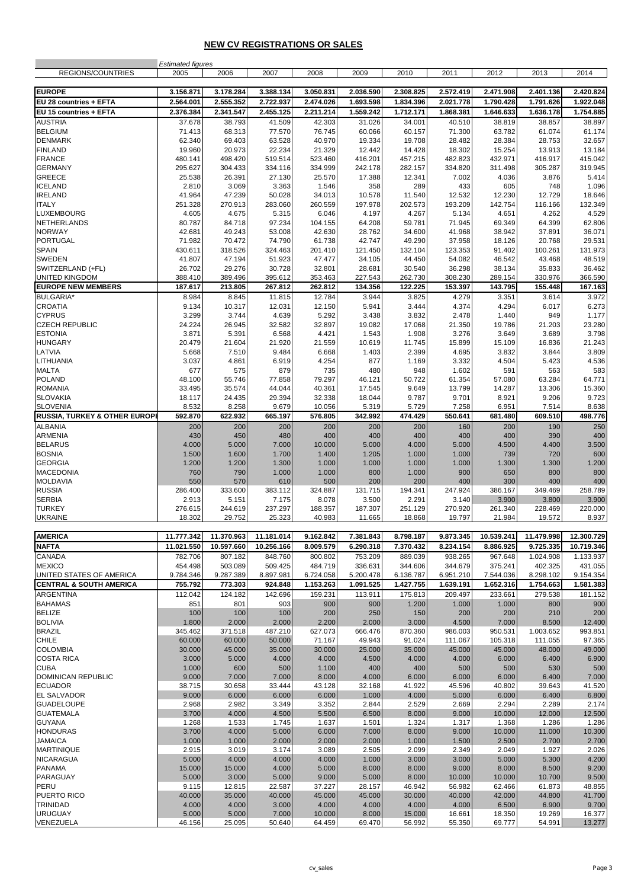## NEW CV REGISTRATIONS OR SALES

| REGIONS/COUNTRIES | 2005 | 2006 | 2007 | 2008 | 2009 | 2010 | 2011 | 2012 | 2013 | 2014 |
|---|---|---|---|---|---|---|---|---|---|---|
| | *Estimated figures* | | | | | | | | | |
| **EUROPE** | **3.156.871** | **3.178.284** | **3.388.134** | **3.050.831** | **2.036.590** | **2.308.825** | **2.572.419** | **2.471.908** | **2.401.136** | **2.420.824** |
| **EU 28 countries + EFTA** | **2.564.001** | **2.555.352** | **2.722.937** | **2.474.026** | **1.693.598** | **1.834.396** | **2.021.778** | **1.790.428** | **1.791.626** | **1.922.048** |
| **EU 15 countries + EFTA** | **2.376.384** | **2.341.547** | **2.455.125** | **2.211.214** | **1.559.242** | **1.712.171** | **1.868.381** | **1.646.633** | **1.636.178** | **1.754.885** |
| AUSTRIA | 37.678 | 38.793 | 41.509 | 42.303 | 31.026 | 34.001 | 40.510 | 38.819 | 38.857 | 38.897 |
| BELGIUM | 71.413 | 68.313 | 77.570 | 76.745 | 60.066 | 60.157 | 71.300 | 63.782 | 61.074 | 61.174 |
| DENMARK | 62.340 | 69.403 | 63.528 | 40.970 | 19.334 | 19.708 | 28.482 | 28.384 | 28.753 | 32.657 |
| FINLAND | 19.960 | 20.973 | 22.234 | 21.329 | 12.442 | 14.428 | 18.302 | 15.254 | 13.913 | 13.184 |
| FRANCE | 480.141 | 498.420 | 519.514 | 523.460 | 416.201 | 457.215 | 482.823 | 432.971 | 416.917 | 415.042 |
| GERMANY | 295.627 | 304.433 | 334.116 | 334.999 | 242.178 | 282.157 | 334.820 | 311.498 | 305.287 | 319.945 |
| GREECE | 25.538 | 26.391 | 27.130 | 25.570 | 17.388 | 12.341 | 7.002 | 4.036 | 3.876 | 5.414 |
| ICELAND | 2.810 | 3.069 | 3.363 | 1.546 | 358 | 289 | 433 | 605 | 748 | 1.096 |
| IRELAND | 41.964 | 47.239 | 50.028 | 34.013 | 10.578 | 11.540 | 12.532 | 12.230 | 12.729 | 18.646 |
| ITALY | 251.328 | 270.913 | 283.060 | 260.559 | 197.978 | 202.573 | 193.209 | 142.754 | 116.166 | 132.349 |
| LUXEMBOURG | 4.605 | 4.675 | 5.315 | 6.046 | 4.197 | 4.267 | 5.134 | 4.651 | 4.262 | 4.529 |
| NETHERLANDS | 80.787 | 84.718 | 97.234 | 104.155 | 64.208 | 59.781 | 71.945 | 69.349 | 64.399 | 62.806 |
| NORWAY | 42.681 | 49.243 | 53.008 | 42.630 | 28.762 | 34.600 | 41.968 | 38.942 | 37.891 | 36.071 |
| PORTUGAL | 71.982 | 70.472 | 74.790 | 61.738 | 42.747 | 49.290 | 37.958 | 18.126 | 20.768 | 29.531 |
| SPAIN | 430.611 | 318.526 | 324.463 | 201.410 | 121.450 | 132.104 | 123.353 | 91.402 | 100.261 | 131.973 |
| SWEDEN | 41.807 | 47.194 | 51.923 | 47.477 | 34.105 | 44.450 | 54.082 | 46.542 | 43.468 | 48.519 |
| SWITZERLAND (+FL) | 26.702 | 29.276 | 30.728 | 32.801 | 28.681 | 30.540 | 36.298 | 38.134 | 35.833 | 36.462 |
| UNITED KINGDOM | 388.410 | 389.496 | 395.612 | 353.463 | 227.543 | 262.730 | 308.230 | 289.154 | 330.976 | 366.590 |
| **EUROPE NEW MEMBERS** | **187.617** | **213.805** | **267.812** | **262.812** | **134.356** | **122.225** | **153.397** | **143.795** | **155.448** | **167.163** |
| BULGARIA* | 8.984 | 8.845 | 11.815 | 12.784 | 3.944 | 3.825 | 4.279 | 3.351 | 3.614 | 3.972 |
| CROATIA | 9.134 | 10.317 | 12.031 | 12.150 | 5.941 | 3.444 | 4.374 | 4.294 | 6.017 | 6.273 |
| CYPRUS | 3.299 | 3.744 | 4.639 | 5.292 | 3.438 | 3.832 | 2.478 | 1.440 | 949 | 1.177 |
| CZECH REPUBLIC | 24.224 | 26.945 | 32.582 | 32.897 | 19.082 | 17.068 | 21.350 | 19.786 | 21.203 | 23.280 |
| ESTONIA | 3.871 | 5.391 | 6.568 | 4.421 | 1.543 | 1.908 | 3.276 | 3.649 | 3.689 | 3.798 |
| HUNGARY | 20.479 | 21.604 | 21.920 | 21.559 | 10.619 | 11.745 | 15.899 | 15.109 | 16.836 | 21.243 |
| LATVIA | 5.668 | 7.510 | 9.484 | 6.668 | 1.403 | 2.399 | 4.695 | 3.832 | 3.844 | 3.809 |
| LITHUANIA | 3.037 | 4.861 | 6.919 | 4.254 | 877 | 1.169 | 3.332 | 4.504 | 5.423 | 4.536 |
| MALTA | 677 | 575 | 879 | 735 | 480 | 948 | 1.602 | 591 | 563 | 583 |
| POLAND | 48.100 | 55.746 | 77.858 | 79.297 | 46.121 | 50.722 | 61.354 | 57.080 | 63.284 | 64.771 |
| ROMANIA | 33.495 | 35.574 | 44.044 | 40.361 | 17.545 | 9.649 | 13.799 | 14.287 | 13.306 | 15.360 |
| SLOVAKIA | 18.117 | 24.435 | 29.394 | 32.338 | 18.044 | 9.787 | 9.701 | 8.921 | 9.206 | 9.723 |
| SLOVENIA | 8.532 | 8.258 | 9.679 | 10.056 | 5.319 | 5.729 | 7.258 | 6.951 | 7.514 | 8.638 |
| **RUSSIA, TURKEY & OTHER EUROPE** | **592.870** | **622.932** | **665.197** | **576.805** | **342.992** | **474.429** | **550.641** | **681.480** | **609.510** | **498.776** |
| ALBANIA | 200 | 200 | 200 | 200 | 200 | 200 | 160 | 200 | 190 | 250 |
| ARMENIA | 430 | 450 | 480 | 400 | 400 | 400 | 400 | 400 | 390 | 400 |
| BELARUS | 4.000 | 5.000 | 7.000 | 10.000 | 5.000 | 4.000 | 5.000 | 4.500 | 4.400 | 3.500 |
| BOSNIA | 1.500 | 1.600 | 1.700 | 1.400 | 1.205 | 1.000 | 1.000 | 739 | 720 | 600 |
| GEORGIA | 1.200 | 1.200 | 1.300 | 1.000 | 1.000 | 1.000 | 1.000 | 1.300 | 1.300 | 1.200 |
| MACEDONIA | 760 | 790 | 1.000 | 1.000 | 800 | 1.000 | 900 | 650 | 800 | 800 |
| MOLDAVIA | 550 | 570 | 610 | 500 | 200 | 200 | 400 | 300 | 400 | 400 |
| RUSSIA | 286.400 | 333.600 | 383.112 | 324.887 | 131.715 | 194.341 | 247.924 | 386.167 | 349.469 | 258.789 |
| SERBIA | 2.913 | 5.151 | 7.175 | 8.078 | 3.500 | 2.291 | 3.140 | 3.900 | 3.800 | 3.900 |
| TURKEY | 276.615 | 244.619 | 237.297 | 188.357 | 187.307 | 251.129 | 270.920 | 261.340 | 228.469 | 220.000 |
| UKRAINE | 18.302 | 29.752 | 25.323 | 40.983 | 11.665 | 18.868 | 19.797 | 21.984 | 19.572 | 8.937 |
| **AMERICA** | **11.777.342** | **11.370.963** | **11.181.014** | **9.162.842** | **7.381.843** | **8.798.187** | **9.873.345** | **10.539.241** | **11.479.998** | **12.300.729** |
| **NAFTA** | **11.021.550** | **10.597.660** | **10.256.166** | **8.009.579** | **6.290.318** | **7.370.432** | **8.234.154** | **8.886.925** | **9.725.335** | **10.719.346** |
| CANADA | 782.706 | 807.182 | 848.760 | 800.802 | 753.209 | 889.039 | 938.265 | 967.648 | 1.024.908 | 1.133.937 |
| MEXICO | 454.498 | 503.089 | 509.425 | 484.719 | 336.631 | 344.606 | 344.679 | 375.241 | 402.325 | 431.055 |
| UNITED STATES OF AMERICA | 9.784.346 | 9.287.389 | 8.897.981 | 6.724.058 | 5.200.478 | 6.136.787 | 6.951.210 | 7.544.036 | 8.298.102 | 9.154.354 |
| **CENTRAL & SOUTH AMERICA** | **755.792** | **773.303** | **924.848** | **1.153.263** | **1.091.525** | **1.427.755** | **1.639.191** | **1.652.316** | **1.754.663** | **1.581.383** |
| ARGENTINA | 112.042 | 124.182 | 142.696 | 159.231 | 113.911 | 175.813 | 209.497 | 233.661 | 279.538 | 181.152 |
| BAHAMAS | 851 | 801 | 903 | 900 | 900 | 1.200 | 1.000 | 1.000 | 800 | 900 |
| BELIZE | 100 | 100 | 100 | 200 | 250 | 150 | 200 | 200 | 210 | 200 |
| BOLIVIA | 1.800 | 2.000 | 2.000 | 2.200 | 2.000 | 3.000 | 4.500 | 7.000 | 8.500 | 12.400 |
| BRAZIL | 345.462 | 371.518 | 487.210 | 627.073 | 666.476 | 870.360 | 986.003 | 950.531 | 1.003.652 | 993.851 |
| CHILE | 60.000 | 60.000 | 50.000 | 71.167 | 49.943 | 91.024 | 111.067 | 105.318 | 111.055 | 97.365 |
| COLOMBIA | 30.000 | 45.000 | 35.000 | 30.000 | 25.000 | 35.000 | 45.000 | 45.000 | 48.000 | 49.000 |
| COSTA RICA | 3.000 | 5.000 | 4.000 | 4.000 | 4.500 | 4.000 | 4.000 | 6.000 | 6.400 | 6.900 |
| CUBA | 1.000 | 600 | 500 | 1.100 | 400 | 400 | 500 | 500 | 530 | 500 |
| DOMINICAN REPUBLIC | 9.000 | 7.000 | 7.000 | 8.000 | 4.000 | 6.000 | 6.000 | 6.000 | 6.400 | 7.000 |
| ECUADOR | 38.715 | 30.658 | 33.444 | 43.128 | 32.168 | 41.922 | 45.596 | 40.802 | 39.643 | 41.520 |
| EL SALVADOR | 9.000 | 6.000 | 6.000 | 6.000 | 1.000 | 4.000 | 5.000 | 6.000 | 6.400 | 6.800 |
| GUADELOUPE | 2.968 | 2.982 | 3.349 | 3.352 | 2.844 | 2.529 | 2.669 | 2.294 | 2.289 | 2.174 |
| GUATEMALA | 3.700 | 4.000 | 4.500 | 5.500 | 6.500 | 8.000 | 9.000 | 10.000 | 12.000 | 12.500 |
| GUYANA | 1.268 | 1.533 | 1.745 | 1.637 | 1.501 | 1.324 | 1.317 | 1.368 | 1.286 | 1.286 |
| HONDURAS | 3.700 | 4.000 | 5.000 | 6.000 | 7.000 | 8.000 | 9.000 | 10.000 | 11.000 | 10.300 |
| JAMAICA | 1.000 | 1.000 | 2.000 | 2.000 | 2.000 | 1.000 | 1.500 | 2.500 | 2.700 | 2.700 |
| MARTINIQUE | 2.915 | 3.019 | 3.174 | 3.089 | 2.505 | 2.099 | 2.349 | 2.049 | 1.927 | 2.026 |
| NICARAGUA | 5.000 | 4.000 | 4.000 | 4.000 | 1.000 | 3.000 | 3.000 | 5.000 | 5.300 | 4.200 |
| PANAMA | 15.000 | 15.000 | 4.000 | 5.000 | 8.000 | 8.000 | 9.000 | 8.000 | 8.500 | 9.200 |
| PARAGUAY | 5.000 | 3.000 | 5.000 | 9.000 | 5.000 | 8.000 | 10.000 | 10.000 | 10.700 | 9.500 |
| PERU | 9.115 | 12.815 | 22.587 | 37.227 | 28.157 | 46.942 | 56.982 | 62.466 | 61.873 | 48.855 |
| PUERTO RICO | 40.000 | 35.000 | 40.000 | 45.000 | 45.000 | 30.000 | 40.000 | 42.000 | 44.800 | 41.700 |
| TRINIDAD | 4.000 | 4.000 | 3.000 | 4.000 | 4.000 | 4.000 | 4.000 | 6.500 | 6.900 | 9.700 |
| URUGUAY | 5.000 | 5.000 | 7.000 | 10.000 | 8.000 | 15.000 | 16.661 | 18.350 | 19.269 | 16.377 |
| VENEZUELA | 46.156 | 25.095 | 50.640 | 64.459 | 69.470 | 56.992 | 55.350 | 69.777 | 54.991 | 13.277 |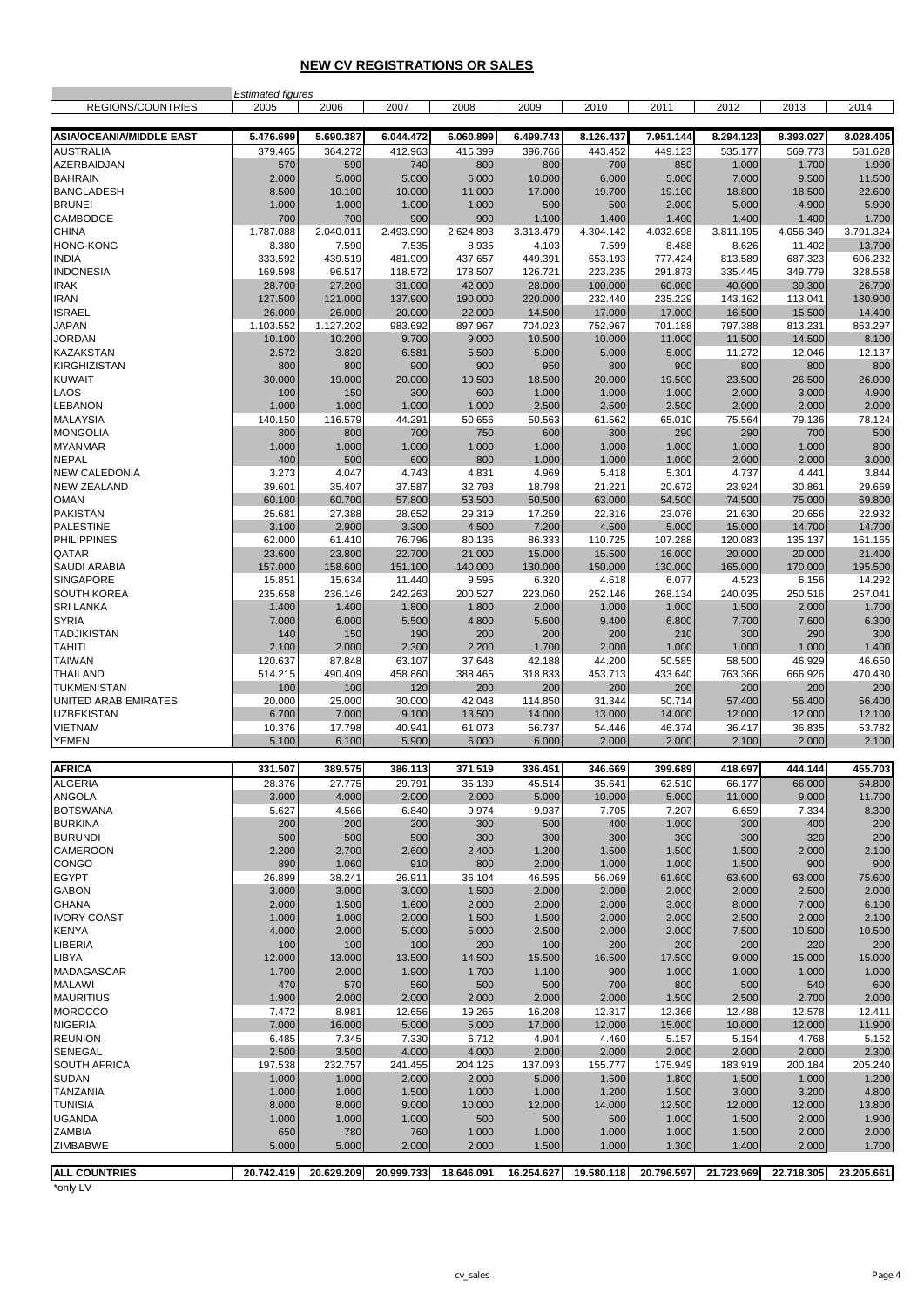## NEW CV REGISTRATIONS OR SALES

| REGIONS/COUNTRIES | 2005 | 2006 | 2007 | 2008 | 2009 | 2010 | 2011 | 2012 | 2013 | 2014 |
|---|---|---|---|---|---|---|---|---|---|---|
| | *Estimated figures* | | | | | | | | | |
| **ASIA/OCEANIA/MIDDLE EAST** | **5.476.699** | **5.690.387** | **6.044.472** | **6.060.899** | **6.499.743** | **8.126.437** | **7.951.144** | **8.294.123** | **8.393.027** | **8.028.405** |
| AUSTRALIA | 379.465 | 364.272 | 412.963 | 415.399 | 396.766 | 443.452 | 449.123 | 535.177 | 569.773 | 581.628 |
| AZERBAIDJAN | 570 | 590 | 740 | 800 | 800 | 700 | 850 | 1.000 | 1.700 | 1.900 |
| BAHRAIN | 2.000 | 5.000 | 5.000 | 6.000 | 10.000 | 6.000 | 5.000 | 7.000 | 9.500 | 11.500 |
| BANGLADESH | 8.500 | 10.100 | 10.000 | 11.000 | 17.000 | 19.700 | 19.100 | 18.800 | 18.500 | 22.600 |
| BRUNEI | 1.000 | 1.000 | 1.000 | 1.000 | 500 | 500 | 2.000 | 5.000 | 4.900 | 5.900 |
| CAMBODGE | 700 | 700 | 900 | 900 | 1.100 | 1.400 | 1.400 | 1.400 | 1.400 | 1.700 |
| CHINA | 1.787.088 | 2.040.011 | 2.493.990 | 2.624.893 | 3.313.479 | 4.304.142 | 4.032.698 | 3.811.195 | 4.056.349 | 3.791.324 |
| HONG-KONG | 8.380 | 7.590 | 7.535 | 8.935 | 4.103 | 7.599 | 8.488 | 8.626 | 11.402 | 13.700 |
| INDIA | 333.592 | 439.519 | 481.909 | 437.657 | 449.391 | 653.193 | 777.424 | 813.589 | 687.323 | 606.232 |
| INDONESIA | 169.598 | 96.517 | 118.572 | 178.507 | 126.721 | 223.235 | 291.873 | 335.445 | 349.779 | 328.558 |
| IRAK | 28.700 | 27.200 | 31.000 | 42.000 | 28.000 | 100.000 | 60.000 | 40.000 | 39.300 | 26.700 |
| IRAN | 127.500 | 121.000 | 137.900 | 190.000 | 220.000 | 232.440 | 235.229 | 143.162 | 113.041 | 180.900 |
| ISRAEL | 26.000 | 26.000 | 20.000 | 22.000 | 14.500 | 17.000 | 17.000 | 16.500 | 15.500 | 14.400 |
| JAPAN | 1.103.552 | 1.127.202 | 983.692 | 897.967 | 704.023 | 752.967 | 701.188 | 797.388 | 813.231 | 863.297 |
| JORDAN | 10.100 | 10.200 | 9.700 | 9.000 | 10.500 | 10.000 | 11.000 | 11.500 | 14.500 | 8.100 |
| KAZAKSTAN | 2.572 | 3.820 | 6.581 | 5.500 | 5.000 | 5.000 | 5.000 | 11.272 | 12.046 | 12.137 |
| KIRGHIZISTAN | 800 | 800 | 900 | 900 | 950 | 800 | 900 | 800 | 800 | 800 |
| KUWAIT | 30.000 | 19.000 | 20.000 | 19.500 | 18.500 | 20.000 | 19.500 | 23.500 | 26.500 | 26.000 |
| LAOS | 100 | 150 | 300 | 600 | 1.000 | 1.000 | 1.000 | 2.000 | 3.000 | 4.900 |
| LEBANON | 1.000 | 1.000 | 1.000 | 1.000 | 2.500 | 2.500 | 2.500 | 2.000 | 2.000 | 2.000 |
| MALAYSIA | 140.150 | 116.579 | 44.291 | 50.656 | 50.563 | 61.562 | 65.010 | 75.564 | 79.136 | 78.124 |
| MONGOLIA | 300 | 800 | 700 | 750 | 600 | 300 | 290 | 290 | 700 | 500 |
| MYANMAR | 1.000 | 1.000 | 1.000 | 1.000 | 1.000 | 1.000 | 1.000 | 1.000 | 1.000 | 800 |
| NEPAL | 400 | 500 | 600 | 800 | 1.000 | 1.000 | 1.000 | 2.000 | 2.000 | 3.000 |
| NEW CALEDONIA | 3.273 | 4.047 | 4.743 | 4.831 | 4.969 | 5.418 | 5.301 | 4.737 | 4.441 | 3.844 |
| NEW ZEALAND | 39.601 | 35.407 | 37.587 | 32.793 | 18.798 | 21.221 | 20.672 | 23.924 | 30.861 | 29.669 |
| OMAN | 60.100 | 60.700 | 57.800 | 53.500 | 50.500 | 63.000 | 54.500 | 74.500 | 75.000 | 69.800 |
| PAKISTAN | 25.681 | 27.388 | 28.652 | 29.319 | 17.259 | 22.316 | 23.076 | 21.630 | 20.656 | 22.932 |
| PALESTINE | 3.100 | 2.900 | 3.300 | 4.500 | 7.200 | 4.500 | 5.000 | 15.000 | 14.700 | 14.700 |
| PHILIPPINES | 62.000 | 61.410 | 76.796 | 80.136 | 86.333 | 110.725 | 107.288 | 120.083 | 135.137 | 161.165 |
| QATAR | 23.600 | 23.800 | 22.700 | 21.000 | 15.000 | 15.500 | 16.000 | 20.000 | 20.000 | 21.400 |
| SAUDI ARABIA | 157.000 | 158.600 | 151.100 | 140.000 | 130.000 | 150.000 | 130.000 | 165.000 | 170.000 | 195.500 |
| SINGAPORE | 15.851 | 15.634 | 11.440 | 9.595 | 6.320 | 4.618 | 6.077 | 4.523 | 6.156 | 14.292 |
| SOUTH KOREA | 235.658 | 236.146 | 242.263 | 200.527 | 223.060 | 252.146 | 268.134 | 240.035 | 250.516 | 257.041 |
| SRI LANKA | 1.400 | 1.400 | 1.800 | 1.800 | 2.000 | 1.000 | 1.000 | 1.500 | 2.000 | 1.700 |
| SYRIA | 7.000 | 6.000 | 5.500 | 4.800 | 5.600 | 9.400 | 6.800 | 7.700 | 7.600 | 6.300 |
| TADJIKISTAN | 140 | 150 | 190 | 200 | 200 | 200 | 210 | 300 | 290 | 300 |
| TAHITI | 2.100 | 2.000 | 2.300 | 2.200 | 1.700 | 2.000 | 1.000 | 1.000 | 1.000 | 1.400 |
| TAIWAN | 120.637 | 87.848 | 63.107 | 37.648 | 42.188 | 44.200 | 50.585 | 58.500 | 46.929 | 46.650 |
| THAILAND | 514.215 | 490.409 | 458.860 | 388.465 | 318.833 | 453.713 | 433.640 | 763.366 | 666.926 | 470.430 |
| TUKMENISTAN | 100 | 100 | 120 | 200 | 200 | 200 | 200 | 200 | 200 | 200 |
| UNITED ARAB EMIRATES | 20.000 | 25.000 | 30.000 | 42.048 | 114.850 | 31.344 | 50.714 | 57.400 | 56.400 | 56.400 |
| UZBEKISTAN | 6.700 | 7.000 | 9.100 | 13.500 | 14.000 | 13.000 | 14.000 | 12.000 | 12.000 | 12.100 |
| VIETNAM | 10.376 | 17.798 | 40.941 | 61.073 | 56.737 | 54.446 | 46.374 | 36.417 | 36.835 | 53.782 |
| YEMEN | 5.100 | 6.100 | 5.900 | 6.000 | 6.000 | 2.000 | 2.000 | 2.100 | 2.000 | 2.100 |
| **AFRICA** | **331.507** | **389.575** | **386.113** | **371.519** | **336.451** | **346.669** | **399.689** | **418.697** | **444.144** | **455.703** |
| ALGERIA | 28.376 | 27.775 | 29.791 | 35.139 | 45.514 | 35.641 | 62.510 | 66.177 | 66.000 | 54.800 |
| ANGOLA | 3.000 | 4.000 | 2.000 | 2.000 | 5.000 | 10.000 | 5.000 | 11.000 | 9.000 | 11.700 |
| BOTSWANA | 5.627 | 4.566 | 6.840 | 9.974 | 9.937 | 7.705 | 7.207 | 6.659 | 7.334 | 8.300 |
| BURKINA | 200 | 200 | 200 | 300 | 500 | 400 | 1.000 | 300 | 400 | 200 |
| BURUNDI | 500 | 500 | 500 | 300 | 300 | 300 | 300 | 300 | 320 | 200 |
| CAMEROON | 2.200 | 2.700 | 2.600 | 2.400 | 1.200 | 1.500 | 1.500 | 1.500 | 2.000 | 2.100 |
| CONGO | 890 | 1.060 | 910 | 800 | 2.000 | 1.000 | 1.000 | 1.500 | 900 | 900 |
| EGYPT | 26.899 | 38.241 | 26.911 | 36.104 | 46.595 | 56.069 | 61.600 | 63.600 | 63.000 | 75.600 |
| GABON | 3.000 | 3.000 | 3.000 | 1.500 | 2.000 | 2.000 | 2.000 | 2.000 | 2.500 | 2.000 |
| GHANA | 2.000 | 1.500 | 1.600 | 2.000 | 2.000 | 2.000 | 3.000 | 8.000 | 7.000 | 6.100 |
| IVORY COAST | 1.000 | 1.000 | 2.000 | 1.500 | 1.500 | 2.000 | 2.000 | 2.500 | 2.000 | 2.100 |
| KENYA | 4.000 | 2.000 | 5.000 | 5.000 | 2.500 | 2.000 | 2.000 | 7.500 | 10.500 | 10.500 |
| LIBERIA | 100 | 100 | 100 | 200 | 100 | 200 | 200 | 200 | 220 | 200 |
| LIBYA | 12.000 | 13.000 | 13.500 | 14.500 | 15.500 | 16.500 | 17.500 | 9.000 | 15.000 | 15.000 |
| MADAGASCAR | 1.700 | 2.000 | 1.900 | 1.700 | 1.100 | 900 | 1.000 | 1.000 | 1.000 | 1.000 |
| MALAWI | 470 | 570 | 560 | 500 | 500 | 700 | 800 | 500 | 540 | 600 |
| MAURITIUS | 1.900 | 2.000 | 2.000 | 2.000 | 2.000 | 2.000 | 1.500 | 2.500 | 2.700 | 2.000 |
| MOROCCO | 7.472 | 8.981 | 12.656 | 19.265 | 16.208 | 12.317 | 12.366 | 12.488 | 12.578 | 12.411 |
| NIGERIA | 7.000 | 16.000 | 5.000 | 5.000 | 17.000 | 12.000 | 15.000 | 10.000 | 12.000 | 11.900 |
| REUNION | 6.485 | 7.345 | 7.330 | 6.712 | 4.904 | 4.460 | 5.157 | 5.154 | 4.768 | 5.152 |
| SENEGAL | 2.500 | 3.500 | 4.000 | 4.000 | 2.000 | 2.000 | 2.000 | 2.000 | 2.000 | 2.300 |
| SOUTH AFRICA | 197.538 | 232.757 | 241.455 | 204.125 | 137.093 | 155.777 | 175.949 | 183.919 | 200.184 | 205.240 |
| SUDAN | 1.000 | 1.000 | 2.000 | 2.000 | 5.000 | 1.500 | 1.800 | 1.500 | 1.000 | 1.200 |
| TANZANIA | 1.000 | 1.000 | 1.500 | 1.000 | 1.000 | 1.200 | 1.500 | 3.000 | 3.200 | 4.800 |
| TUNISIA | 8.000 | 8.000 | 9.000 | 10.000 | 12.000 | 14.000 | 12.500 | 12.000 | 12.000 | 13.800 |
| UGANDA | 1.000 | 1.000 | 1.000 | 500 | 500 | 500 | 1.000 | 1.500 | 2.000 | 1.900 |
| ZAMBIA | 650 | 780 | 760 | 1.000 | 1.000 | 1.000 | 1.000 | 1.500 | 2.000 | 2.000 |
| ZIMBABWE | 5.000 | 5.000 | 2.000 | 2.000 | 1.500 | 1.000 | 1.300 | 1.400 | 2.000 | 1.700 |
| **ALL COUNTRIES** | **20.742.419** | **20.629.209** | **20.999.733** | **18.646.091** | **16.254.627** | **19.580.118** | **20.796.597** | **21.723.969** | **22.718.305** | **23.205.661** |

*only LV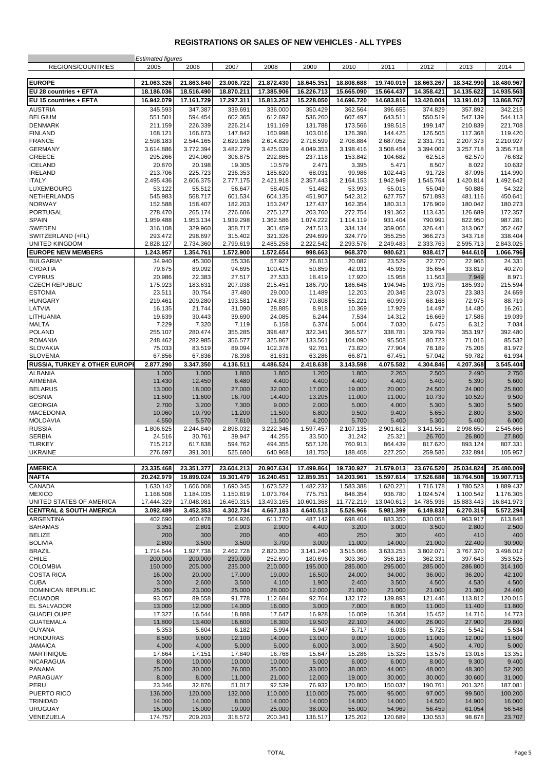## REGISTRATIONS OR SALES OF NEW VEHICLES - ALL TYPES

| REGIONS/COUNTRIES | 2005 | 2006 | 2007 | 2008 | 2009 | 2010 | 2011 | 2012 | 2013 | 2014 |
|---|---|---|---|---|---|---|---|---|---|---|
| | *Estimated figures* | | | | | | | | | |
| **EUROPE** | **21.063.326** | **21.863.840** | **23.006.722** | **21.872.430** | **18.645.351** | **18.808.688** | **19.740.019** | **18.663.267** | **18.342.990** | **18.480.967** |
| **EU 28 countries + EFTA** | **18.186.036** | **18.516.490** | **18.870.211** | **17.385.906** | **16.226.713** | **15.665.090** | **15.664.437** | **14.358.421** | **14.135.622** | **14.935.563** |
| **EU 15 countries + EFTA** | **16.942.079** | **17.161.729** | **17.297.311** | **15.813.252** | **15.228.050** | **14.696.720** | **14.683.816** | **13.420.004** | **13.191.012** | **13.868.767** |
| AUSTRIA | 345.593 | 347.387 | 339.691 | 336.000 | 350.429 | 362.564 | 396.655 | 374.829 | 357.892 | 342.215 |
| BELGIUM | 551.501 | 594.454 | 602.365 | 612.692 | 536.260 | 607.497 | 643.511 | 550.519 | 547.139 | 544.113 |
| DENMARK | 211.159 | 226.339 | 226.214 | 191.169 | 131.788 | 173.566 | 198.518 | 199.147 | 210.839 | 221.708 |
| FINLAND | 168.121 | 166.673 | 147.842 | 160.998 | 103.016 | 126.396 | 144.425 | 126.505 | 117.368 | 119.420 |
| FRANCE | 2.598.183 | 2.544.165 | 2.629.186 | 2.614.829 | 2.718.599 | 2.708.884 | 2.687.052 | 2.331.731 | 2.207.373 | 2.210.927 |
| GERMANY | 3.614.886 | 3.772.394 | 3.482.279 | 3.425.039 | 4.049.353 | 3.198.416 | 3.508.454 | 3.394.002 | 3.257.718 | 3.356.718 |
| GREECE | 295.266 | 294.060 | 306.875 | 292.865 | 237.118 | 153.842 | 104.682 | 62.518 | 62.570 | 76.632 |
| ICELAND | 20.870 | 20.198 | 19.305 | 10.579 | 2.471 | 3.395 | 5.471 | 8.507 | 8.022 | 10.632 |
| IRELAND | 213.706 | 225.723 | 236.353 | 185.620 | 68.031 | 99.986 | 102.443 | 91.728 | 87.096 | 114.990 |
| ITALY | 2.495.436 | 2.606.375 | 2.777.175 | 2.421.918 | 2.357.443 | 2.164.153 | 1.942.949 | 1.545.764 | 1.420.814 | 1.492.642 |
| LUXEMBOURG | 53.122 | 55.512 | 56.647 | 58.405 | 51.462 | 53.993 | 55.015 | 55.049 | 50.886 | 54.322 |
| NETHERLANDS | 545.983 | 568.717 | 601.534 | 604.135 | 451.907 | 542.312 | 627.757 | 571.893 | 481.116 | 450.641 |
| NORWAY | 152.588 | 158.407 | 182.203 | 153.247 | 127.437 | 162.354 | 180.313 | 176.909 | 180.042 | 180.273 |
| PORTUGAL | 278.470 | 265.174 | 276.606 | 275.127 | 203.760 | 272.754 | 191.362 | 113.435 | 126.689 | 172.357 |
| SPAIN | 1.959.488 | 1.953.134 | 1.939.298 | 1.362.586 | 1.074.222 | 1.114.119 | 931.404 | 790.991 | 822.950 | 987.281 |
| SWEDEN | 316.108 | 329.960 | 358.717 | 301.459 | 247.513 | 334.134 | 359.066 | 326.441 | 313.067 | 352.467 |
| SWITZERLAND (+FL) | 293.472 | 298.697 | 315.402 | 321.326 | 294.699 | 324.779 | 355.256 | 366.273 | 343.718 | 338.404 |
| UNITED KINGDOM | 2.828.127 | 2.734.360 | 2.799.619 | 2.485.258 | 2.222.542 | 2.293.576 | 2.249.483 | 2.333.763 | 2.595.713 | 2.843.025 |
| **EUROPE NEW MEMBERS** | **1.243.957** | **1.354.761** | **1.572.900** | **1.572.654** | **998.663** | **968.370** | **980.621** | **938.417** | **944.610** | **1.066.796** |
| BULGARIA* | 34.940 | 45.300 | 55.336 | 57.927 | 26.813 | 20.082 | 23.529 | 22.770 | 22.966 | 24.331 |
| CROATIA | 79.675 | 89.092 | 94.695 | 100.415 | 50.859 | 42.031 | 45.935 | 35.654 | 33.819 | 40.270 |
| CYPRUS | 20.986 | 22.383 | 27.517 | 27.533 | 18.419 | 17.920 | 15.958 | 11.563 | 7.949 | 8.971 |
| CZECH REPUBLIC | 175.923 | 183.631 | 207.038 | 215.451 | 186.790 | 186.648 | 194.945 | 193.795 | 185.939 | 215.594 |
| ESTONIA | 23.511 | 30.754 | 37.480 | 29.000 | 11.489 | 12.203 | 20.346 | 23.073 | 23.383 | 24.659 |
| HUNGARY | 219.461 | 209.280 | 193.581 | 174.837 | 70.808 | 55.221 | 60.993 | 68.168 | 72.975 | 88.719 |
| LATVIA | 16.135 | 21.744 | 31.090 | 28.885 | 8.918 | 10.369 | 17.929 | 14.497 | 14.480 | 16.261 |
| LITHUANIA | 19.639 | 30.443 | 39.690 | 24.085 | 6.244 | 7.534 | 14.312 | 16.669 | 17.586 | 19.039 |
| MALTA | 7.229 | 7.320 | 7.119 | 6.158 | 6.374 | 5.004 | 7.030 | 6.475 | 6.312 | 7.034 |
| POLAND | 255.107 | 280.474 | 355.285 | 398.487 | 322.341 | 366.577 | 338.781 | 329.799 | 353.197 | 392.480 |
| ROMANIA | 248.462 | 282.985 | 356.577 | 325.867 | 133.561 | 104.090 | 95.508 | 80.723 | 71.016 | 85.532 |
| SLOVAKIA | 75.033 | 83.519 | 89.094 | 102.378 | 92.761 | 73.820 | 77.904 | 78.189 | 75.206 | 81.972 |
| SLOVENIA | 67.856 | 67.836 | 78.398 | 81.631 | 63.286 | 66.871 | 67.451 | 57.042 | 59.782 | 61.934 |
| **RUSSIA, TURKEY & OTHER EUROPE** | **2.877.290** | **3.347.350** | **4.136.511** | **4.486.524** | **2.418.638** | **3.143.598** | **4.075.582** | **4.304.846** | **4.207.368** | **3.545.404** |
| ALBANIA | 1.000 | 1.000 | 1.800 | 1.800 | 1.200 | 1.800 | 2.260 | 2.500 | 2.490 | 2.750 |
| ARMENIA | 11.430 | 12.450 | 6.480 | 4.400 | 4.400 | 4.400 | 4.400 | 5.400 | 5.390 | 5.600 |
| BELARUS | 13.000 | 18.000 | 27.000 | 32.000 | 17.000 | 19.000 | 20.000 | 24.500 | 24.000 | 25.800 |
| BOSNIA | 11.500 | 11.600 | 16.700 | 14.400 | 13.205 | 11.000 | 11.000 | 10.739 | 10.520 | 9.500 |
| GEORGIA | 2.700 | 3.200 | 7.300 | 9.000 | 2.000 | 5.000 | 4.000 | 5.300 | 5.300 | 5.500 |
| MACEDONIA | 10.060 | 10.790 | 11.200 | 11.500 | 6.800 | 9.500 | 9.400 | 5.650 | 2.800 | 3.500 |
| MOLDAVIA | 4.550 | 5.570 | 7.610 | 11.500 | 4.200 | 5.700 | 5.400 | 5.300 | 5.400 | 6.000 |
| RUSSIA | 1.806.625 | 2.244.840 | 2.898.032 | 3.222.346 | 1.597.457 | 2.107.135 | 2.901.612 | 3.141.551 | 2.998.650 | 2.545.666 |
| SERBIA | 24.516 | 30.761 | 39.947 | 44.255 | 33.500 | 31.242 | 25.321 | 26.700 | 26.800 | 27.800 |
| TURKEY | 715.212 | 617.838 | 594.762 | 494.355 | 557.126 | 760.913 | 864.439 | 817.620 | 893.124 | 807.331 |
| UKRAINE | 276.697 | 391.301 | 525.680 | 640.968 | 181.750 | 188.408 | 227.250 | 259.586 | 232.894 | 105.957 |
| **AMERICA** | **23.335.468** | **23.351.377** | **23.604.213** | **20.907.634** | **17.499.864** | **19.730.927** | **21.579.013** | **23.676.520** | **25.034.824** | **25.480.009** |
| **NAFTA** | **20.242.979** | **19.899.024** | **19.301.479** | **16.240.451** | **12.859.351** | **14.203.961** | **15.597.614** | **17.526.688** | **18.764.508** | **19.907.715** |
| CANADA | 1.630.142 | 1.666.008 | 1.690.345 | 1.673.522 | 1.482.232 | 1.583.388 | 1.620.221 | 1.716.178 | 1.780.523 | 1.889.437 |
| MEXICO | 1.168.508 | 1.184.035 | 1.150.819 | 1.073.764 | 775.751 | 848.354 | 936.780 | 1.024.574 | 1.100.542 | 1.176.305 |
| UNITED STATES OF AMERICA | 17.444.329 | 17.048.981 | 16.460.315 | 13.493.165 | 10.601.368 | 11.772.219 | 13.040.613 | 14.785.936 | 15.883.443 | 16.841.973 |
| **CENTRAL & SOUTH AMERICA** | **3.092.489** | **3.452.353** | **4.302.734** | **4.667.183** | **4.640.513** | **5.526.966** | **5.981.399** | **6.149.832** | **6.270.316** | **5.572.294** |
| ARGENTINA | 402.690 | 460.478 | 564.926 | 611.770 | 487.142 | 698.404 | 883.350 | 830.058 | 963.917 | 613.848 |
| BAHAMAS | 3.351 | 2.801 | 2.903 | 2.900 | 4.400 | 3.200 | 3.000 | 3.500 | 2.800 | 2.500 |
| BELIZE | 200 | 300 | 200 | 400 | 400 | 250 | 300 | 400 | 410 | 400 |
| BOLIVIA | 2.800 | 3.500 | 3.500 | 3.700 | 3.000 | 11.000 | 14.000 | 21.000 | 22.400 | 30.900 |
| BRAZIL | 1.714.644 | 1.927.738 | 2.462.728 | 2.820.350 | 3.141.240 | 3.515.066 | 3.633.253 | 3.802.071 | 3.767.370 | 3.498.012 |
| CHILE | 200.000 | 200.000 | 230.000 | 252.690 | 180.696 | 303.360 | 356.183 | 362.331 | 397.643 | 353.525 |
| COLOMBIA | 150.000 | 205.000 | 235.000 | 210.000 | 195.000 | 285.000 | 295.000 | 285.000 | 286.800 | 314.100 |
| COSTA RICA | 16.000 | 20.000 | 17.000 | 19.000 | 16.500 | 24.000 | 34.000 | 36.000 | 36.200 | 42.100 |
| CUBA | 3.000 | 2.600 | 3.500 | 4.100 | 1.900 | 2.400 | 3.500 | 4.500 | 4.530 | 4.500 |
| DOMINICAN REPUBLIC | 25.000 | 23.000 | 25.000 | 28.000 | 12.000 | 21.000 | 21.000 | 21.000 | 21.300 | 24.400 |
| ECUADOR | 93.057 | 89.558 | 91.778 | 112.684 | 92.764 | 132.172 | 139.893 | 121.446 | 113.812 | 120.015 |
| EL SALVADOR | 13.000 | 12.000 | 14.000 | 16.000 | 3.000 | 7.000 | 8.000 | 11.000 | 11.400 | 11.800 |
| GUADELOUPE | 17.327 | 16.544 | 18.888 | 17.647 | 16.928 | 16.009 | 16.364 | 15.452 | 14.716 | 14.773 |
| GUATEMALA | 11.800 | 13.400 | 16.600 | 18.300 | 19.500 | 22.100 | 24.000 | 26.000 | 27.900 | 29.800 |
| GUYANA | 5.353 | 5.604 | 6.182 | 5.994 | 5.947 | 5.717 | 6.036 | 5.725 | 5.542 | 5.534 |
| HONDURAS | 8.500 | 9.600 | 12.100 | 14.000 | 13.000 | 9.000 | 10.000 | 11.000 | 12.000 | 11.600 |
| JAMAICA | 4.000 | 4.000 | 5.000 | 5.000 | 6.000 | 3.000 | 3.500 | 4.500 | 4.700 | 5.000 |
| MARTINIQUE | 17.664 | 17.151 | 17.840 | 16.768 | 15.647 | 15.286 | 15.325 | 13.576 | 13.018 | 13.351 |
| NICARAGUA | 8.000 | 10.000 | 10.000 | 10.000 | 5.000 | 6.000 | 6.000 | 8.000 | 9.300 | 9.400 |
| PANAMA | 25.000 | 30.000 | 26.000 | 35.000 | 33.000 | 38.000 | 44.000 | 48.000 | 48.300 | 52.200 |
| PARAGUAY | 8.000 | 8.000 | 11.000 | 21.000 | 12.000 | 19.000 | 30.000 | 30.000 | 30.600 | 31.000 |
| PERU | 23.346 | 32.876 | 51.017 | 92.539 | 76.932 | 120.800 | 150.037 | 190.761 | 201.326 | 187.081 |
| PUERTO RICO | 136.000 | 120.000 | 132.000 | 110.000 | 110.000 | 75.000 | 95.000 | 97.000 | 99.500 | 100.200 |
| TRINIDAD | 14.000 | 14.000 | 8.000 | 14.000 | 14.000 | 14.000 | 14.000 | 14.500 | 14.900 | 16.000 |
| URUGUAY | 15.000 | 15.000 | 19.000 | 25.000 | 38.000 | 55.000 | 54.969 | 56.459 | 61.054 | 56.548 |
| VENEZUELA | 174.757 | 209.203 | 318.572 | 200.341 | 136.517 | 125.202 | 120.689 | 130.553 | 98.878 | 23.707 |

TOTAL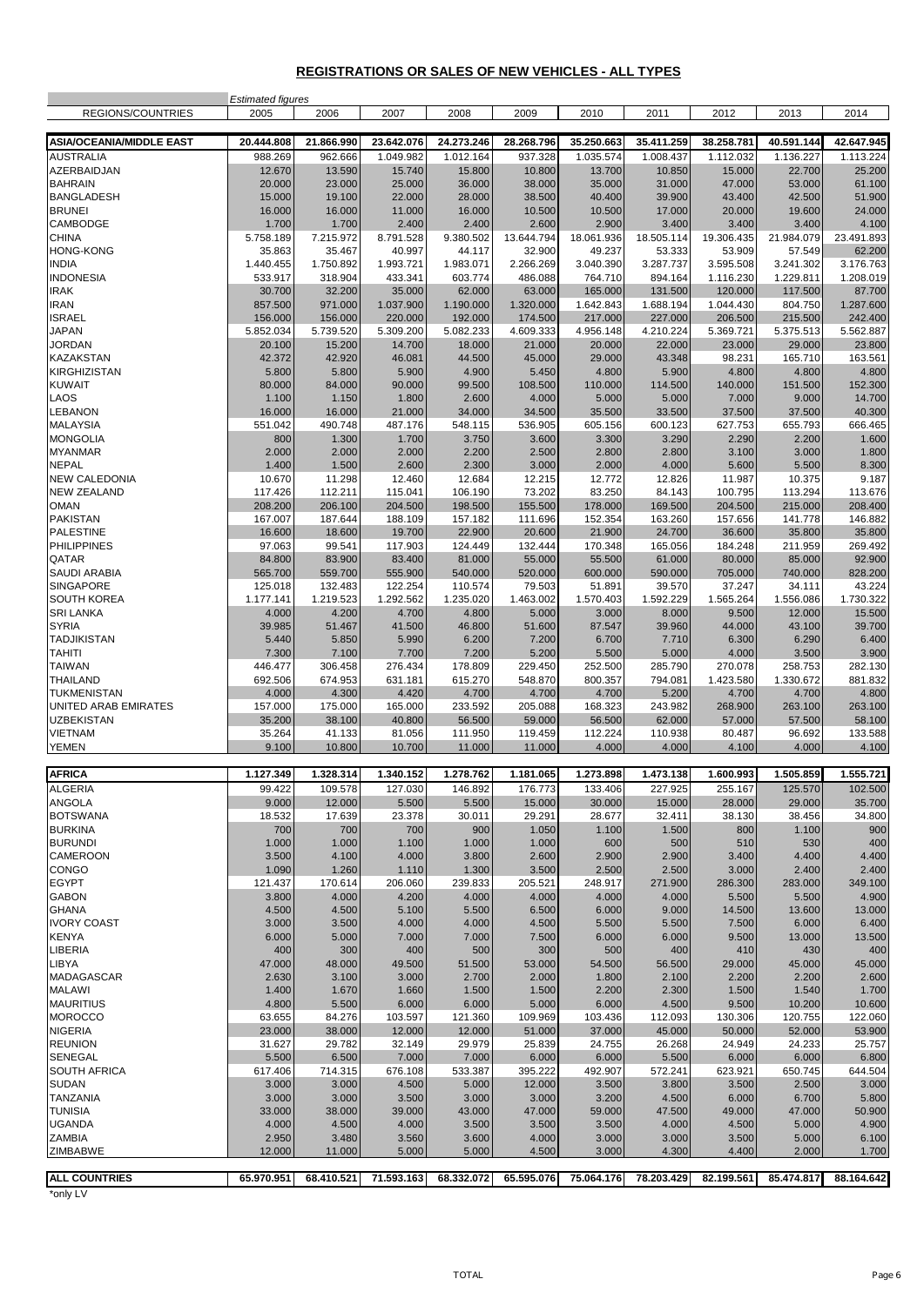## REGISTRATIONS OR SALES OF NEW VEHICLES - ALL TYPES

| REGIONS/COUNTRIES | *Estimated figures* 2005 | 2006 | 2007 | 2008 | 2009 | 2010 | 2011 | 2012 | 2013 | 2014 |
|---|---|---|---|---|---|---|---|---|---|---|
| **ASIA/OCEANIA/MIDDLE EAST** | **20.444.808** | **21.866.990** | **23.642.076** | **24.273.246** | **28.268.796** | **35.250.663** | **35.411.259** | **38.258.781** | **40.591.144** | **42.647.945** |
| AUSTRALIA | 988.269 | 962.666 | 1.049.982 | 1.012.164 | 937.328 | 1.035.574 | 1.008.437 | 1.112.032 | 1.136.227 | 1.113.224 |
| AZERBAIDJAN | 12.670 | 13.590 | 15.740 | 15.800 | 10.800 | 13.700 | 10.850 | 15.000 | 22.700 | 25.200 |
| BAHRAIN | 20.000 | 23.000 | 25.000 | 36.000 | 38.000 | 35.000 | 31.000 | 47.000 | 53.000 | 61.100 |
| BANGLADESH | 15.000 | 19.100 | 22.000 | 28.000 | 38.500 | 40.400 | 39.900 | 43.400 | 42.500 | 51.900 |
| BRUNEI | 16.000 | 16.000 | 11.000 | 16.000 | 10.500 | 10.500 | 17.000 | 20.000 | 19.600 | 24.000 |
| CAMBODGE | 1.700 | 1.700 | 2.400 | 2.400 | 2.600 | 2.900 | 3.400 | 3.400 | 3.400 | 4.100 |
| CHINA | 5.758.189 | 7.215.972 | 8.791.528 | 9.380.502 | 13.644.794 | 18.061.936 | 18.505.114 | 19.306.435 | 21.984.079 | 23.491.893 |
| HONG-KONG | 35.863 | 35.467 | 40.997 | 44.117 | 32.900 | 49.237 | 53.333 | 53.909 | 57.549 | 62.200 |
| INDIA | 1.440.455 | 1.750.892 | 1.993.721 | 1.983.071 | 2.266.269 | 3.040.390 | 3.287.737 | 3.595.508 | 3.241.302 | 3.176.763 |
| INDONESIA | 533.917 | 318.904 | 433.341 | 603.774 | 486.088 | 764.710 | 894.164 | 1.116.230 | 1.229.811 | 1.208.019 |
| IRAK | 30.700 | 32.200 | 35.000 | 62.000 | 63.000 | 165.000 | 131.500 | 120.000 | 117.500 | 87.700 |
| IRAN | 857.500 | 971.000 | 1.037.900 | 1.190.000 | 1.320.000 | 1.642.843 | 1.688.194 | 1.044.430 | 804.750 | 1.287.600 |
| ISRAEL | 156.000 | 156.000 | 220.000 | 192.000 | 174.500 | 217.000 | 227.000 | 206.500 | 215.500 | 242.400 |
| JAPAN | 5.852.034 | 5.739.520 | 5.309.200 | 5.082.233 | 4.609.333 | 4.956.148 | 4.210.224 | 5.369.721 | 5.375.513 | 5.562.887 |
| JORDAN | 20.100 | 15.200 | 14.700 | 18.000 | 21.000 | 20.000 | 22.000 | 23.000 | 29.000 | 23.800 |
| KAZAKSTAN | 42.372 | 42.920 | 46.081 | 44.500 | 45.000 | 29.000 | 43.348 | 98.231 | 165.710 | 163.561 |
| KIRGHIZISTAN | 5.800 | 5.800 | 5.900 | 4.900 | 5.450 | 4.800 | 5.900 | 4.800 | 4.800 | 4.800 |
| KUWAIT | 80.000 | 84.000 | 90.000 | 99.500 | 108.500 | 110.000 | 114.500 | 140.000 | 151.500 | 152.300 |
| LAOS | 1.100 | 1.150 | 1.800 | 2.600 | 4.000 | 5.000 | 5.000 | 7.000 | 9.000 | 14.700 |
| LEBANON | 16.000 | 16.000 | 21.000 | 34.000 | 34.500 | 35.500 | 33.500 | 37.500 | 37.500 | 40.300 |
| MALAYSIA | 551.042 | 490.748 | 487.176 | 548.115 | 536.905 | 605.156 | 600.123 | 627.753 | 655.793 | 666.465 |
| MONGOLIA | 800 | 1.300 | 1.700 | 3.750 | 3.600 | 3.300 | 3.290 | 2.290 | 2.200 | 1.600 |
| MYANMAR | 2.000 | 2.000 | 2.000 | 2.200 | 2.500 | 2.800 | 2.800 | 3.100 | 3.000 | 1.800 |
| NEPAL | 1.400 | 1.500 | 2.600 | 2.300 | 3.000 | 2.000 | 4.000 | 5.600 | 5.500 | 8.300 |
| NEW CALEDONIA | 10.670 | 11.298 | 12.460 | 12.684 | 12.215 | 12.772 | 12.826 | 11.987 | 10.375 | 9.187 |
| NEW ZEALAND | 117.426 | 112.211 | 115.041 | 106.190 | 73.202 | 83.250 | 84.143 | 100.795 | 113.294 | 113.676 |
| OMAN | 208.200 | 206.100 | 204.500 | 198.500 | 155.500 | 178.000 | 169.500 | 204.500 | 215.000 | 208.400 |
| PAKISTAN | 167.007 | 187.644 | 188.109 | 157.182 | 111.696 | 152.354 | 163.260 | 157.656 | 141.778 | 146.882 |
| PALESTINE | 16.600 | 18.600 | 19.700 | 22.900 | 20.600 | 21.900 | 24.700 | 36.600 | 35.800 | 35.800 |
| PHILIPPINES | 97.063 | 99.541 | 117.903 | 124.449 | 132.444 | 170.348 | 165.056 | 184.248 | 211.959 | 269.492 |
| QATAR | 84.800 | 83.900 | 83.400 | 81.000 | 55.000 | 55.500 | 61.000 | 80.000 | 85.000 | 92.900 |
| SAUDI ARABIA | 565.700 | 559.700 | 555.900 | 540.000 | 520.000 | 600.000 | 590.000 | 705.000 | 740.000 | 828.200 |
| SINGAPORE | 125.018 | 132.483 | 122.254 | 110.574 | 79.503 | 51.891 | 39.570 | 37.247 | 34.111 | 43.224 |
| SOUTH KOREA | 1.177.141 | 1.219.523 | 1.292.562 | 1.235.020 | 1.463.002 | 1.570.403 | 1.592.229 | 1.565.264 | 1.556.086 | 1.730.322 |
| SRI LANKA | 4.000 | 4.200 | 4.700 | 4.800 | 5.000 | 3.000 | 8.000 | 9.500 | 12.000 | 15.500 |
| SYRIA | 39.985 | 51.467 | 41.500 | 46.800 | 51.600 | 87.547 | 39.960 | 44.000 | 43.100 | 39.700 |
| TADJIKISTAN | 5.440 | 5.850 | 5.990 | 6.200 | 7.200 | 6.700 | 7.710 | 6.300 | 6.290 | 6.400 |
| TAHITI | 7.300 | 7.100 | 7.700 | 7.200 | 5.200 | 5.500 | 5.000 | 4.000 | 3.500 | 3.900 |
| TAIWAN | 446.477 | 306.458 | 276.434 | 178.809 | 229.450 | 252.500 | 285.790 | 270.078 | 258.753 | 282.130 |
| THAILAND | 692.506 | 674.953 | 631.181 | 615.270 | 548.870 | 800.357 | 794.081 | 1.423.580 | 1.330.672 | 881.832 |
| TUKMENISTAN | 4.000 | 4.300 | 4.420 | 4.700 | 4.700 | 4.700 | 5.200 | 4.700 | 4.700 | 4.800 |
| UNITED ARAB EMIRATES | 157.000 | 175.000 | 165.000 | 233.592 | 205.088 | 168.323 | 243.982 | 268.900 | 263.100 | 263.100 |
| UZBEKISTAN | 35.200 | 38.100 | 40.800 | 56.500 | 59.000 | 56.500 | 62.000 | 57.000 | 57.500 | 58.100 |
| VIETNAM | 35.264 | 41.133 | 81.056 | 111.950 | 119.459 | 112.224 | 110.938 | 80.487 | 96.692 | 133.588 |
| YEMEN | 9.100 | 10.800 | 10.700 | 11.000 | 11.000 | 4.000 | 4.000 | 4.100 | 4.000 | 4.100 |
| **AFRICA** | **1.127.349** | **1.328.314** | **1.340.152** | **1.278.762** | **1.181.065** | **1.273.898** | **1.473.138** | **1.600.993** | **1.505.859** | **1.555.721** |
| ALGERIA | 99.422 | 109.578 | 127.030 | 146.892 | 176.773 | 133.406 | 227.925 | 255.167 | 125.570 | 102.500 |
| ANGOLA | 9.000 | 12.000 | 5.500 | 5.500 | 15.000 | 30.000 | 15.000 | 28.000 | 29.000 | 35.700 |
| BOTSWANA | 18.532 | 17.639 | 23.378 | 30.011 | 29.291 | 28.677 | 32.411 | 38.130 | 38.456 | 34.800 |
| BURKINA | 700 | 700 | 700 | 900 | 1.050 | 1.100 | 1.500 | 800 | 1.100 | 900 |
| BURUNDI | 1.000 | 1.000 | 1.100 | 1.000 | 1.000 | 600 | 500 | 510 | 530 | 400 |
| CAMEROON | 3.500 | 4.100 | 4.000 | 3.800 | 2.600 | 2.900 | 2.900 | 3.400 | 4.400 | 4.400 |
| CONGO | 1.090 | 1.260 | 1.110 | 1.300 | 3.500 | 2.500 | 2.500 | 3.000 | 2.400 | 2.400 |
| EGYPT | 121.437 | 170.614 | 206.060 | 239.833 | 205.521 | 248.917 | 271.900 | 286.300 | 283.000 | 349.100 |
| GABON | 3.800 | 4.000 | 4.200 | 4.000 | 4.000 | 4.000 | 4.000 | 5.500 | 5.500 | 4.900 |
| GHANA | 4.500 | 4.500 | 5.100 | 5.500 | 6.500 | 6.000 | 9.000 | 14.500 | 13.600 | 13.000 |
| IVORY COAST | 3.000 | 3.500 | 4.000 | 4.000 | 4.500 | 5.500 | 5.500 | 7.500 | 6.000 | 6.400 |
| KENYA | 6.000 | 5.000 | 7.000 | 7.000 | 7.500 | 6.000 | 6.000 | 9.500 | 13.000 | 13.500 |
| LIBERIA | 400 | 300 | 400 | 500 | 300 | 500 | 400 | 410 | 430 | 400 |
| LIBYA | 47.000 | 48.000 | 49.500 | 51.500 | 53.000 | 54.500 | 56.500 | 29.000 | 45.000 | 45.000 |
| MADAGASCAR | 2.630 | 3.100 | 3.000 | 2.700 | 2.000 | 1.800 | 2.100 | 2.200 | 2.200 | 2.600 |
| MALAWI | 1.400 | 1.670 | 1.660 | 1.500 | 1.500 | 2.200 | 2.300 | 1.500 | 1.540 | 1.700 |
| MAURITIUS | 4.800 | 5.500 | 6.000 | 6.000 | 5.000 | 6.000 | 4.500 | 9.500 | 10.200 | 10.600 |
| MOROCCO | 63.655 | 84.276 | 103.597 | 121.360 | 109.969 | 103.436 | 112.093 | 130.306 | 120.755 | 122.060 |
| NIGERIA | 23.000 | 38.000 | 12.000 | 12.000 | 51.000 | 37.000 | 45.000 | 50.000 | 52.000 | 53.900 |
| REUNION | 31.627 | 29.782 | 32.149 | 29.979 | 25.839 | 24.755 | 26.268 | 24.949 | 24.233 | 25.757 |
| SENEGAL | 5.500 | 6.500 | 7.000 | 7.000 | 6.000 | 6.000 | 5.500 | 6.000 | 6.000 | 6.800 |
| SOUTH AFRICA | 617.406 | 714.315 | 676.108 | 533.387 | 395.222 | 492.907 | 572.241 | 623.921 | 650.745 | 644.504 |
| SUDAN | 3.000 | 3.000 | 4.500 | 5.000 | 12.000 | 3.500 | 3.800 | 3.500 | 2.500 | 3.000 |
| TANZANIA | 3.000 | 3.000 | 3.500 | 3.000 | 3.000 | 3.200 | 4.500 | 6.000 | 6.700 | 5.800 |
| TUNISIA | 33.000 | 38.000 | 39.000 | 43.000 | 47.000 | 59.000 | 47.500 | 49.000 | 47.000 | 50.900 |
| UGANDA | 4.000 | 4.500 | 4.000 | 3.500 | 3.500 | 3.500 | 4.000 | 4.500 | 5.000 | 4.900 |
| ZAMBIA | 2.950 | 3.480 | 3.560 | 3.600 | 4.000 | 3.000 | 3.000 | 3.500 | 5.000 | 6.100 |
| ZIMBABWE | 12.000 | 11.000 | 5.000 | 5.000 | 4.500 | 3.000 | 4.300 | 4.400 | 2.000 | 1.700 |
| **ALL COUNTRIES** | **65.970.951** | **68.410.521** | **71.593.163** | **68.332.072** | **65.595.076** | **75.064.176** | **78.203.429** | **82.199.561** | **85.474.817** | **88.164.642** |

*only LV

TOTAL